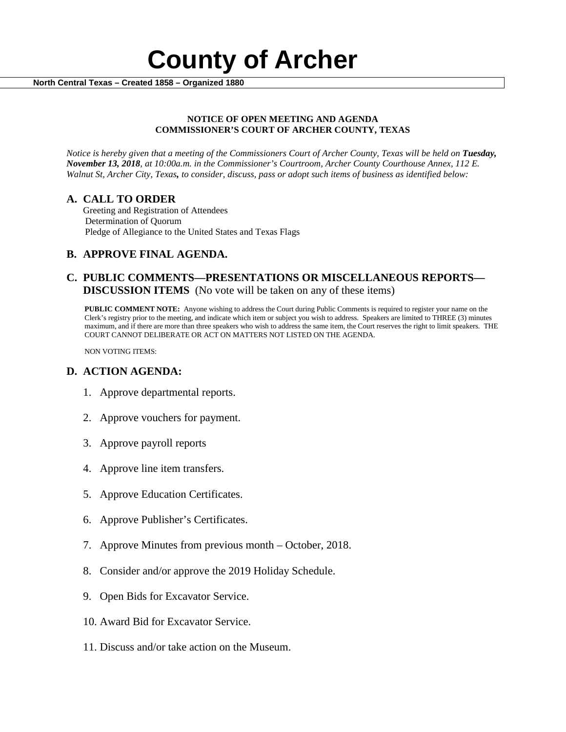# County of Archer

**North Central Texas – Created 1858 – Organized 1880**

**NOTICE OF OPEN MEETING AND AGENDA**
**COMMISSIONER'S COURT OF ARCHER COUNTY, TEXAS**

*Notice is hereby given that a meeting of the Commissioners Court of Archer County, Texas will be held on **Tuesday, November 13, 2018**, at 10:00a.m. in the Commissioner's Courtroom, Archer County Courthouse Annex, 112 E. Walnut St, Archer City, Texas, to consider, discuss, pass or adopt such items of business as identified below:*

## A. CALL TO ORDER

Greeting and Registration of Attendees
Determination of Quorum
Pledge of Allegiance to the United States and Texas Flags

## B. APPROVE FINAL AGENDA.

## C. PUBLIC COMMENTS—PRESENTATIONS OR MISCELLANEOUS REPORTS—DISCUSSION ITEMS (No vote will be taken on any of these items)

**PUBLIC COMMENT NOTE:** Anyone wishing to address the Court during Public Comments is required to register your name on the Clerk's registry prior to the meeting, and indicate which item or subject you wish to address. Speakers are limited to THREE (3) minutes maximum, and if there are more than three speakers who wish to address the same item, the Court reserves the right to limit speakers. THE COURT CANNOT DELIBERATE OR ACT ON MATTERS NOT LISTED ON THE AGENDA.

NON VOTING ITEMS:

## D. ACTION AGENDA:

1. Approve departmental reports.
2. Approve vouchers for payment.
3. Approve payroll reports
4. Approve line item transfers.
5. Approve Education Certificates.
6. Approve Publisher's Certificates.
7. Approve Minutes from previous month – October, 2018.
8. Consider and/or approve the 2019 Holiday Schedule.
9. Open Bids for Excavator Service.
10. Award Bid for Excavator Service.
11. Discuss and/or take action on the Museum.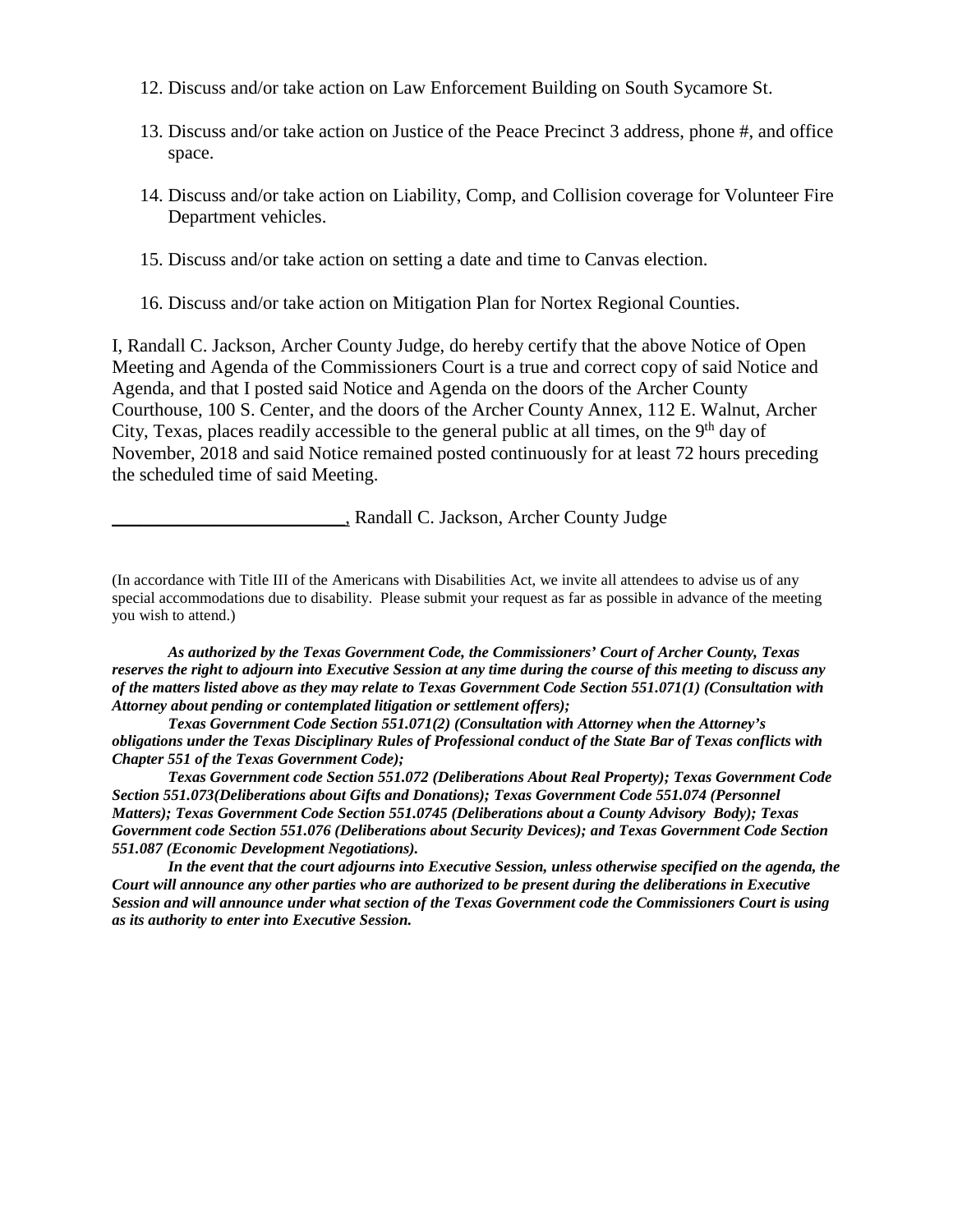12. Discuss and/or take action on Law Enforcement Building on South Sycamore St.

13. Discuss and/or take action on Justice of the Peace Precinct 3 address, phone #, and office space.

14. Discuss and/or take action on Liability, Comp, and Collision coverage for Volunteer Fire Department vehicles.

15. Discuss and/or take action on setting a date and time to Canvas election.

16. Discuss and/or take action on Mitigation Plan for Nortex Regional Counties.

I, Randall C. Jackson, Archer County Judge, do hereby certify that the above Notice of Open Meeting and Agenda of the Commissioners Court is a true and correct copy of said Notice and Agenda, and that I posted said Notice and Agenda on the doors of the Archer County Courthouse, 100 S. Center, and the doors of the Archer County Annex, 112 E. Walnut, Archer City, Texas, places readily accessible to the general public at all times, on the 9th day of November, 2018 and said Notice remained posted continuously for at least 72 hours preceding the scheduled time of said Meeting.

_________________________, Randall C. Jackson, Archer County Judge

(In accordance with Title III of the Americans with Disabilities Act, we invite all attendees to advise us of any special accommodations due to disability. Please submit your request as far as possible in advance of the meeting you wish to attend.)

***As authorized by the Texas Government Code, the Commissioners' Court of Archer County, Texas reserves the right to adjourn into Executive Session at any time during the course of this meeting to discuss any of the matters listed above as they may relate to Texas Government Code Section 551.071(1) (Consultation with Attorney about pending or contemplated litigation or settlement offers);***

***Texas Government Code Section 551.071(2) (Consultation with Attorney when the Attorney's obligations under the Texas Disciplinary Rules of Professional conduct of the State Bar of Texas conflicts with Chapter 551 of the Texas Government Code);***

***Texas Government code Section 551.072 (Deliberations About Real Property); Texas Government Code Section 551.073(Deliberations about Gifts and Donations); Texas Government Code 551.074 (Personnel Matters); Texas Government Code Section 551.0745 (Deliberations about a County Advisory Body); Texas Government code Section 551.076 (Deliberations about Security Devices); and Texas Government Code Section 551.087 (Economic Development Negotiations).***

***In the event that the court adjourns into Executive Session, unless otherwise specified on the agenda, the Court will announce any other parties who are authorized to be present during the deliberations in Executive Session and will announce under what section of the Texas Government code the Commissioners Court is using as its authority to enter into Executive Session.***